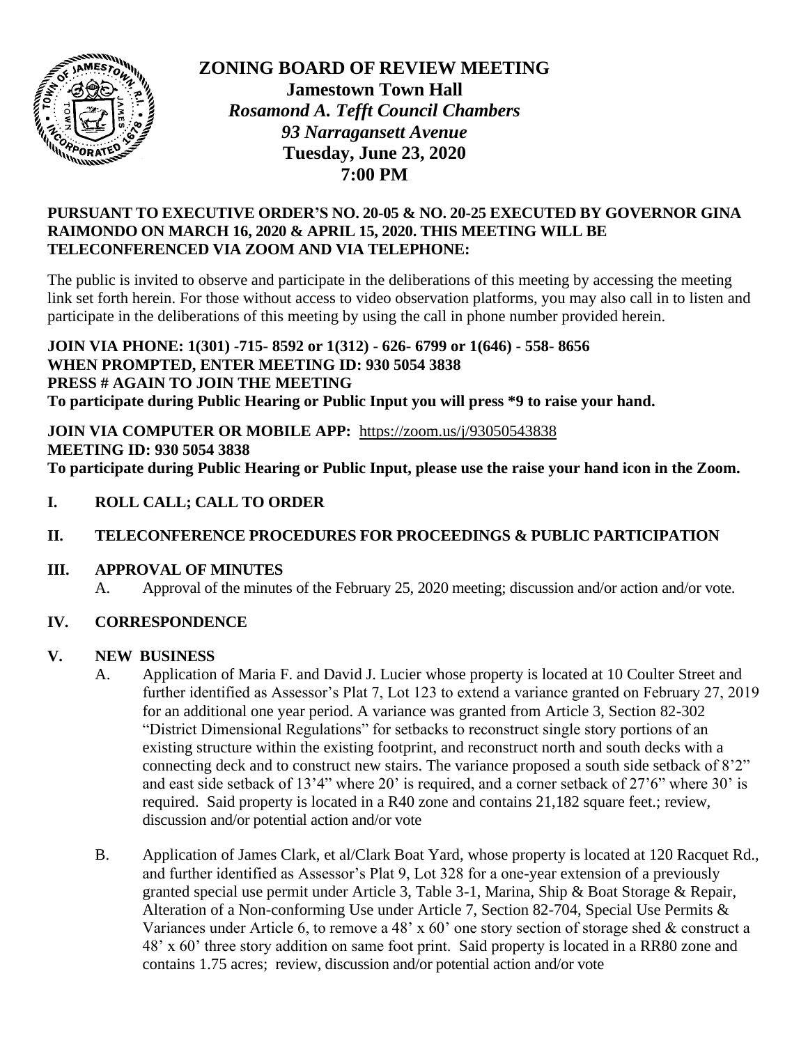# ZONING BOARD OF REVIEW MEETING

**Jamestown Town Hall**
*Rosamond A. Tefft Council Chambers*
*93 Narragansett Avenue*
**Tuesday, June 23, 2020**
**7:00 PM**

**PURSUANT TO EXECUTIVE ORDER'S NO. 20-05 & NO. 20-25 EXECUTED BY GOVERNOR GINA RAIMONDO ON MARCH 16, 2020 & APRIL 15, 2020. THIS MEETING WILL BE TELECONFERENCED VIA ZOOM AND VIA TELEPHONE:**

The public is invited to observe and participate in the deliberations of this meeting by accessing the meeting link set forth herein. For those without access to video observation platforms, you may also call in to listen and participate in the deliberations of this meeting by using the call in phone number provided herein.

**JOIN VIA PHONE: 1(301) -715- 8592 or 1(312) - 626- 6799 or 1(646) - 558- 8656**
**WHEN PROMPTED, ENTER MEETING ID: 930 5054 3838**
**PRESS # AGAIN TO JOIN THE MEETING**
**To participate during Public Hearing or Public Input you will press *9 to raise your hand.**

**JOIN VIA COMPUTER OR MOBILE APP:** https://zoom.us/j/93050543838
**MEETING ID: 930 5054 3838**
**To participate during Public Hearing or Public Input, please use the raise your hand icon in the Zoom.**

## I. ROLL CALL; CALL TO ORDER

## II. TELECONFERENCE PROCEDURES FOR PROCEEDINGS & PUBLIC PARTICIPATION

## III. APPROVAL OF MINUTES

A. Approval of the minutes of the February 25, 2020 meeting; discussion and/or action and/or vote.

## IV. CORRESPONDENCE

## V. NEW BUSINESS

A. Application of Maria F. and David J. Lucier whose property is located at 10 Coulter Street and further identified as Assessor's Plat 7, Lot 123 to extend a variance granted on February 27, 2019 for an additional one year period. A variance was granted from Article 3, Section 82-302 "District Dimensional Regulations" for setbacks to reconstruct single story portions of an existing structure within the existing footprint, and reconstruct north and south decks with a connecting deck and to construct new stairs. The variance proposed a south side setback of 8'2" and east side setback of 13'4" where 20' is required, and a corner setback of 27'6" where 30' is required. Said property is located in a R40 zone and contains 21,182 square feet.; review, discussion and/or potential action and/or vote

B. Application of James Clark, et al/Clark Boat Yard, whose property is located at 120 Racquet Rd., and further identified as Assessor's Plat 9, Lot 328 for a one-year extension of a previously granted special use permit under Article 3, Table 3-1, Marina, Ship & Boat Storage & Repair, Alteration of a Non-conforming Use under Article 7, Section 82-704, Special Use Permits & Variances under Article 6, to remove a 48' x 60' one story section of storage shed & construct a 48' x 60' three story addition on same foot print. Said property is located in a RR80 zone and contains 1.75 acres; review, discussion and/or potential action and/or vote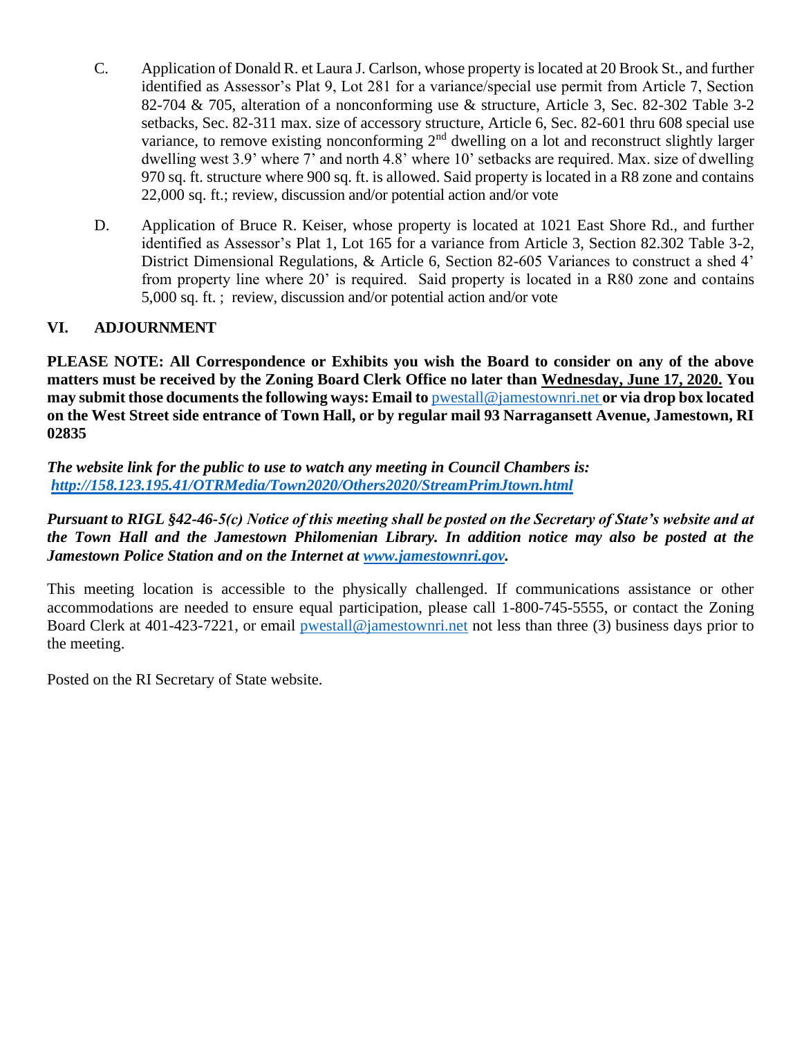C. Application of Donald R. et Laura J. Carlson, whose property is located at 20 Brook St., and further identified as Assessor's Plat 9, Lot 281 for a variance/special use permit from Article 7, Section 82-704 & 705, alteration of a nonconforming use & structure, Article 3, Sec. 82-302 Table 3-2 setbacks, Sec. 82-311 max. size of accessory structure, Article 6, Sec. 82-601 thru 608 special use variance, to remove existing nonconforming 2nd dwelling on a lot and reconstruct slightly larger dwelling west 3.9' where 7' and north 4.8' where 10' setbacks are required. Max. size of dwelling 970 sq. ft. structure where 900 sq. ft. is allowed. Said property is located in a R8 zone and contains 22,000 sq. ft.; review, discussion and/or potential action and/or vote

D. Application of Bruce R. Keiser, whose property is located at 1021 East Shore Rd., and further identified as Assessor's Plat 1, Lot 165 for a variance from Article 3, Section 82.302 Table 3-2, District Dimensional Regulations, & Article 6, Section 82-605 Variances to construct a shed 4' from property line where 20' is required. Said property is located in a R80 zone and contains 5,000 sq. ft. ; review, discussion and/or potential action and/or vote

## VI. ADJOURNMENT

**PLEASE NOTE: All Correspondence or Exhibits you wish the Board to consider on any of the above matters must be received by the Zoning Board Clerk Office no later than <u>Wednesday, June 17, 2020.</u> You may submit those documents the following ways: Email to** pwestall@jamestownri.net **or via drop box located on the West Street side entrance of Town Hall, or by regular mail 93 Narragansett Avenue, Jamestown, RI 02835**

***The website link for the public to use to watch any meeting in Council Chambers is:***
***http://158.123.195.41/OTRMedia/Town2020/Others2020/StreamPrimJtown.html***

***Pursuant to RIGL §42-46-5(c) Notice of this meeting shall be posted on the Secretary of State's website and at the Town Hall and the Jamestown Philomenian Library. In addition notice may also be posted at the Jamestown Police Station and on the Internet at www.jamestownri.gov.***

This meeting location is accessible to the physically challenged. If communications assistance or other accommodations are needed to ensure equal participation, please call 1-800-745-5555, or contact the Zoning Board Clerk at 401-423-7221, or email pwestall@jamestownri.net not less than three (3) business days prior to the meeting.

Posted on the RI Secretary of State website.